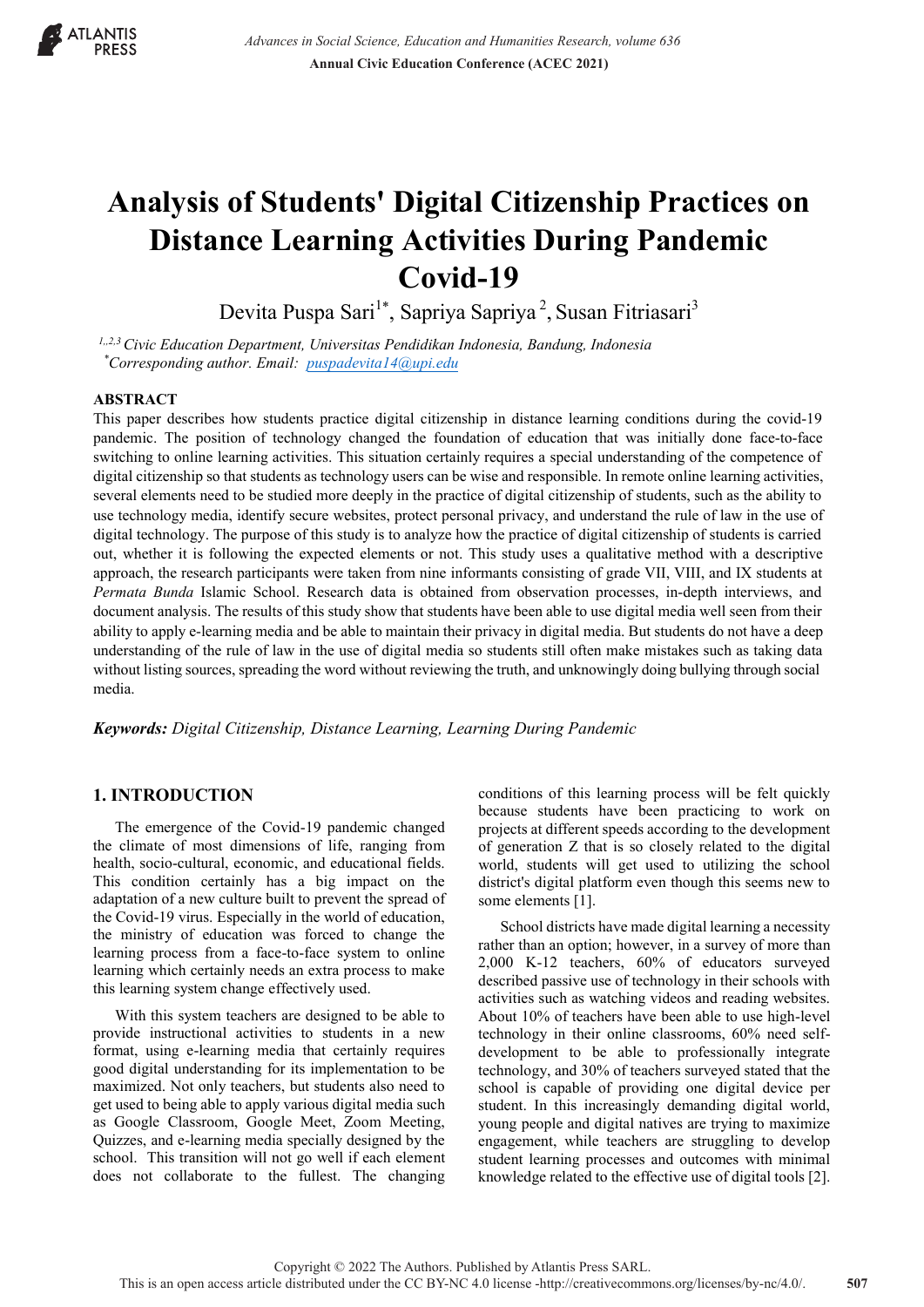# Analysis of Students' Digital Citizenship Practices on Distance Learning Activities During Pandemic Covid-19

Devita Puspa Sari[1*], Sapriya Sapriya[2], Susan Fitriasari[3]

[1,2,3] *Civic Education Department, Universitas Pendidikan Indonesia, Bandung, Indonesia*
[*] *Corresponding author. Email: puspadevita14@upi.edu*

## ABSTRACT

This paper describes how students practice digital citizenship in distance learning conditions during the covid-19 pandemic. The position of technology changed the foundation of education that was initially done face-to-face switching to online learning activities. This situation certainly requires a special understanding of the competence of digital citizenship so that students as technology users can be wise and responsible. In remote online learning activities, several elements need to be studied more deeply in the practice of digital citizenship of students, such as the ability to use technology media, identify secure websites, protect personal privacy, and understand the rule of law in the use of digital technology. The purpose of this study is to analyze how the practice of digital citizenship of students is carried out, whether it is following the expected elements or not. This study uses a qualitative method with a descriptive approach, the research participants were taken from nine informants consisting of grade VII, VIII, and IX students at *Permata Bunda* Islamic School. Research data is obtained from observation processes, in-depth interviews, and document analysis. The results of this study show that students have been able to use digital media well seen from their ability to apply e-learning media and be able to maintain their privacy in digital media. But students do not have a deep understanding of the rule of law in the use of digital media so students still often make mistakes such as taking data without listing sources, spreading the word without reviewing the truth, and unknowingly doing bullying through social media.

***Keywords:*** *Digital Citizenship, Distance Learning, Learning During Pandemic*

## 1. INTRODUCTION

The emergence of the Covid-19 pandemic changed the climate of most dimensions of life, ranging from health, socio-cultural, economic, and educational fields. This condition certainly has a big impact on the adaptation of a new culture built to prevent the spread of the Covid-19 virus. Especially in the world of education, the ministry of education was forced to change the learning process from a face-to-face system to online learning which certainly needs an extra process to make this learning system change effectively used.

With this system teachers are designed to be able to provide instructional activities to students in a new format, using e-learning media that certainly requires good digital understanding for its implementation to be maximized. Not only teachers, but students also need to get used to being able to apply various digital media such as Google Classroom, Google Meet, Zoom Meeting, Quizzes, and e-learning media specially designed by the school. This transition will not go well if each element does not collaborate to the fullest. The changing conditions of this learning process will be felt quickly because students have been practicing to work on projects at different speeds according to the development of generation Z that is so closely related to the digital world, students will get used to utilizing the school district's digital platform even though this seems new to some elements [1].

School districts have made digital learning a necessity rather than an option; however, in a survey of more than 2,000 K-12 teachers, 60% of educators surveyed described passive use of technology in their schools with activities such as watching videos and reading websites. About 10% of teachers have been able to use high-level technology in their online classrooms, 60% need self-development to be able to professionally integrate technology, and 30% of teachers surveyed stated that the school is capable of providing one digital device per student. In this increasingly demanding digital world, young people and digital natives are trying to maximize engagement, while teachers are struggling to develop student learning processes and outcomes with minimal knowledge related to the effective use of digital tools [2].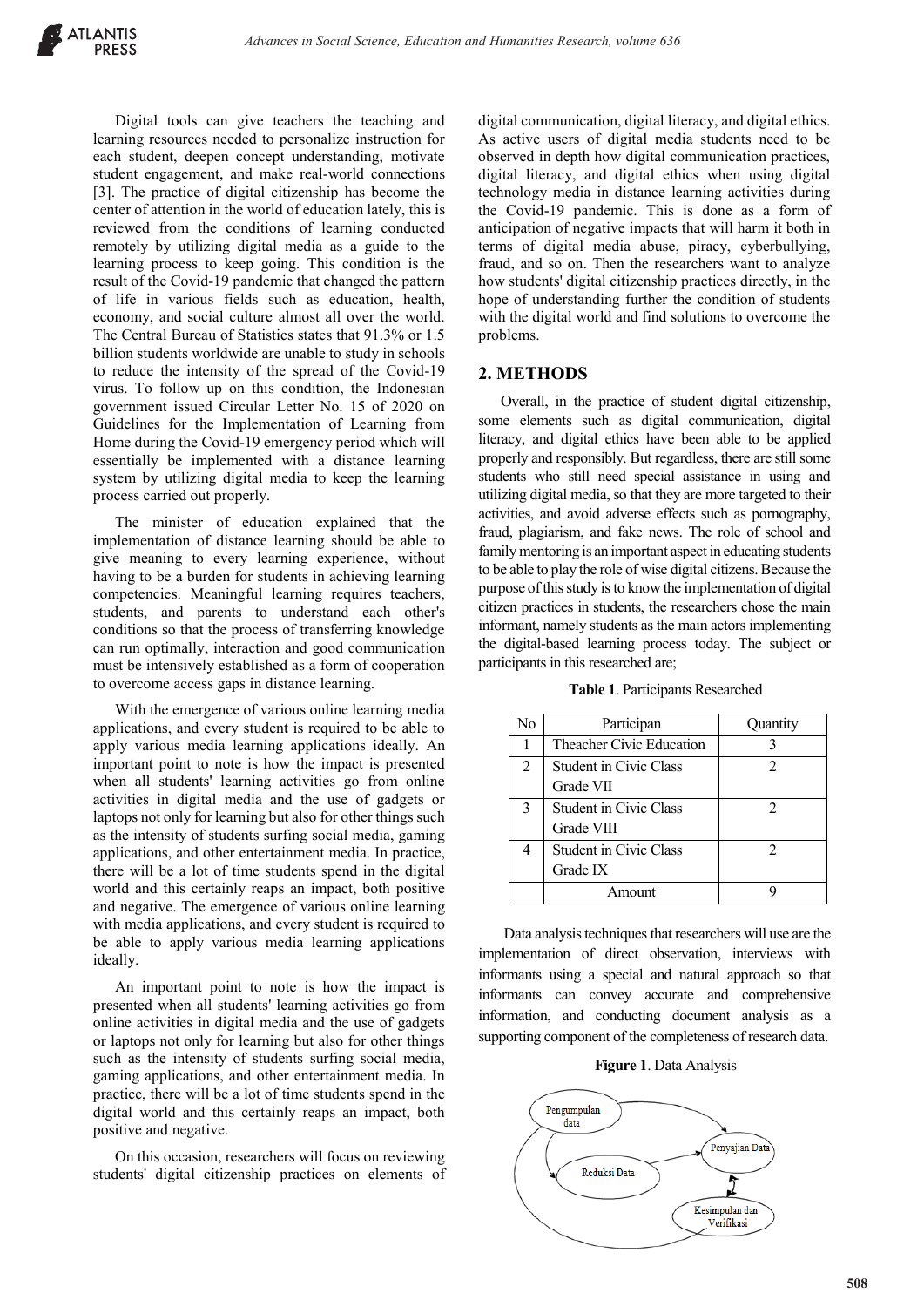Digital tools can give teachers the teaching and learning resources needed to personalize instruction for each student, deepen concept understanding, motivate student engagement, and make real-world connections [3]. The practice of digital citizenship has become the center of attention in the world of education lately, this is reviewed from the conditions of learning conducted remotely by utilizing digital media as a guide to the learning process to keep going. This condition is the result of the Covid-19 pandemic that changed the pattern of life in various fields such as education, health, economy, and social culture almost all over the world. The Central Bureau of Statistics states that 91.3% or 1.5 billion students worldwide are unable to study in schools to reduce the intensity of the spread of the Covid-19 virus. To follow up on this condition, the Indonesian government issued Circular Letter No. 15 of 2020 on Guidelines for the Implementation of Learning from Home during the Covid-19 emergency period which will essentially be implemented with a distance learning system by utilizing digital media to keep the learning process carried out properly.

The minister of education explained that the implementation of distance learning should be able to give meaning to every learning experience, without having to be a burden for students in achieving learning competencies. Meaningful learning requires teachers, students, and parents to understand each other's conditions so that the process of transferring knowledge can run optimally, interaction and good communication must be intensively established as a form of cooperation to overcome access gaps in distance learning.

With the emergence of various online learning media applications, and every student is required to be able to apply various media learning applications ideally. An important point to note is how the impact is presented when all students' learning activities go from online activities in digital media and the use of gadgets or laptops not only for learning but also for other things such as the intensity of students surfing social media, gaming applications, and other entertainment media. In practice, there will be a lot of time students spend in the digital world and this certainly reaps an impact, both positive and negative. The emergence of various online learning with media applications, and every student is required to be able to apply various media learning applications ideally.

An important point to note is how the impact is presented when all students' learning activities go from online activities in digital media and the use of gadgets or laptops not only for learning but also for other things such as the intensity of students surfing social media, gaming applications, and other entertainment media. In practice, there will be a lot of time students spend in the digital world and this certainly reaps an impact, both positive and negative.

On this occasion, researchers will focus on reviewing students' digital citizenship practices on elements of digital communication, digital literacy, and digital ethics. As active users of digital media students need to be observed in depth how digital communication practices, digital literacy, and digital ethics when using digital technology media in distance learning activities during the Covid-19 pandemic. This is done as a form of anticipation of negative impacts that will harm it both in terms of digital media abuse, piracy, cyberbullying, fraud, and so on. Then the researchers want to analyze how students' digital citizenship practices directly, in the hope of understanding further the condition of students with the digital world and find solutions to overcome the problems.

## 2. METHODS

Overall, in the practice of student digital citizenship, some elements such as digital communication, digital literacy, and digital ethics have been able to be applied properly and responsibly. But regardless, there are still some students who still need special assistance in using and utilizing digital media, so that they are more targeted to their activities, and avoid adverse effects such as pornography, fraud, plagiarism, and fake news. The role of school and family mentoring is an important aspect in educating students to be able to play the role of wise digital citizens. Because the purpose of this study is to know the implementation of digital citizen practices in students, the researchers chose the main informant, namely students as the main actors implementing the digital-based learning process today. The subject or participants in this researched are;

**Table 1**. Participants Researched

| No | Participan | Quantity |
|---|---|---|
| 1 | Theacher Civic Education | 3 |
| 2 | Student in Civic Class Grade VII | 2 |
| 3 | Student in Civic Class Grade VIII | 2 |
| 4 | Student in Civic Class Grade IX | 2 |
| | Amount | 9 |

Data analysis techniques that researchers will use are the implementation of direct observation, interviews with informants using a special and natural approach so that informants can convey accurate and comprehensive information, and conducting document analysis as a supporting component of the completeness of research data.

**Figure 1**. Data Analysis

Pengumpulan data → Reduksi Data → Penyajian Data ↔ Kesimpulan dan Verifikasi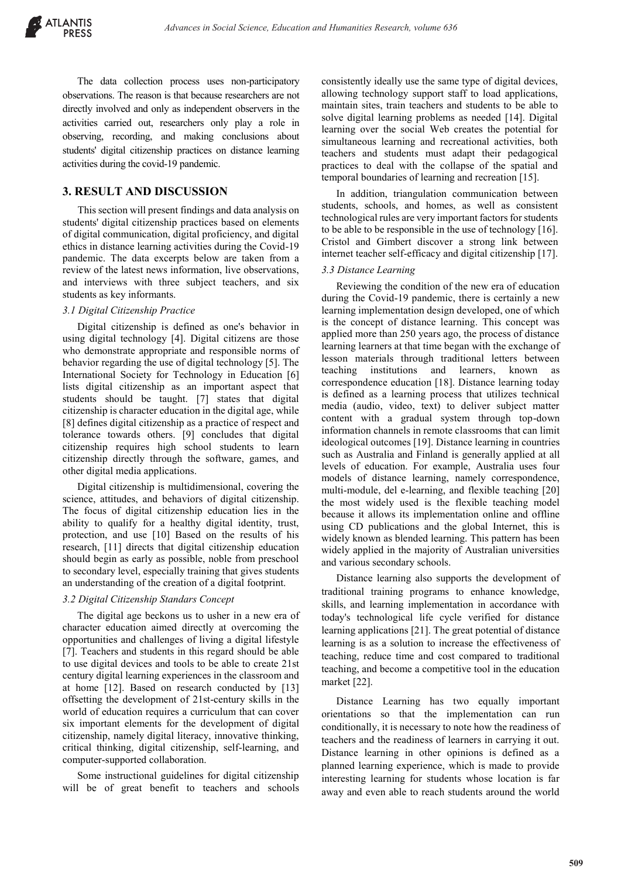The data collection process uses non-participatory observations. The reason is that because researchers are not directly involved and only as independent observers in the activities carried out, researchers only play a role in observing, recording, and making conclusions about students' digital citizenship practices on distance learning activities during the covid-19 pandemic.

## 3. RESULT AND DISCUSSION

This section will present findings and data analysis on students' digital citizenship practices based on elements of digital communication, digital proficiency, and digital ethics in distance learning activities during the Covid-19 pandemic. The data excerpts below are taken from a review of the latest news information, live observations, and interviews with three subject teachers, and six students as key informants.

### *3.1 Digital Citizenship Practice*

Digital citizenship is defined as one's behavior in using digital technology [4]. Digital citizens are those who demonstrate appropriate and responsible norms of behavior regarding the use of digital technology [5]. The International Society for Technology in Education [6] lists digital citizenship as an important aspect that students should be taught. [7] states that digital citizenship is character education in the digital age, while [8] defines digital citizenship as a practice of respect and tolerance towards others. [9] concludes that digital citizenship requires high school students to learn citizenship directly through the software, games, and other digital media applications.

Digital citizenship is multidimensional, covering the science, attitudes, and behaviors of digital citizenship. The focus of digital citizenship education lies in the ability to qualify for a healthy digital identity, trust, protection, and use [10] Based on the results of his research, [11] directs that digital citizenship education should begin as early as possible, noble from preschool to secondary level, especially training that gives students an understanding of the creation of a digital footprint.

### *3.2 Digital Citizenship Standars Concept*

The digital age beckons us to usher in a new era of character education aimed directly at overcoming the opportunities and challenges of living a digital lifestyle [7]. Teachers and students in this regard should be able to use digital devices and tools to be able to create 21st century digital learning experiences in the classroom and at home [12]. Based on research conducted by [13] offsetting the development of 21st-century skills in the world of education requires a curriculum that can cover six important elements for the development of digital citizenship, namely digital literacy, innovative thinking, critical thinking, digital citizenship, self-learning, and computer-supported collaboration.

Some instructional guidelines for digital citizenship will be of great benefit to teachers and schools consistently ideally use the same type of digital devices, allowing technology support staff to load applications, maintain sites, train teachers and students to be able to solve digital learning problems as needed [14]. Digital learning over the social Web creates the potential for simultaneous learning and recreational activities, both teachers and students must adapt their pedagogical practices to deal with the collapse of the spatial and temporal boundaries of learning and recreation [15].

In addition, triangulation communication between students, schools, and homes, as well as consistent technological rules are very important factors for students to be able to be responsible in the use of technology [16]. Cristol and Gimbert discover a strong link between internet teacher self-efficacy and digital citizenship [17].

### *3.3 Distance Learning*

Reviewing the condition of the new era of education during the Covid-19 pandemic, there is certainly a new learning implementation design developed, one of which is the concept of distance learning. This concept was applied more than 250 years ago, the process of distance learning learners at that time began with the exchange of lesson materials through traditional letters between teaching institutions and learners, known as correspondence education [18]. Distance learning today is defined as a learning process that utilizes technical media (audio, video, text) to deliver subject matter content with a gradual system through top-down information channels in remote classrooms that can limit ideological outcomes [19]. Distance learning in countries such as Australia and Finland is generally applied at all levels of education. For example, Australia uses four models of distance learning, namely correspondence, multi-module, del e-learning, and flexible teaching [20] the most widely used is the flexible teaching model because it allows its implementation online and offline using CD publications and the global Internet, this is widely known as blended learning. This pattern has been widely applied in the majority of Australian universities and various secondary schools.

Distance learning also supports the development of traditional training programs to enhance knowledge, skills, and learning implementation in accordance with today's technological life cycle verified for distance learning applications [21]. The great potential of distance learning is as a solution to increase the effectiveness of teaching, reduce time and cost compared to traditional teaching, and become a competitive tool in the education market [22].

Distance Learning has two equally important orientations so that the implementation can run conditionally, it is necessary to note how the readiness of teachers and the readiness of learners in carrying it out. Distance learning in other opinions is defined as a planned learning experience, which is made to provide interesting learning for students whose location is far away and even able to reach students around the world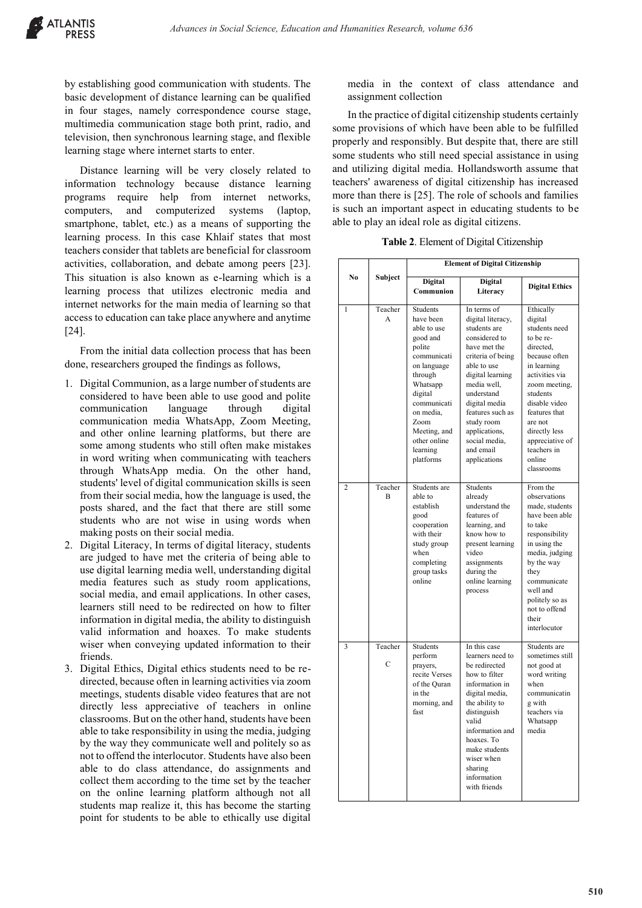by establishing good communication with students. The basic development of distance learning can be qualified in four stages, namely correspondence course stage, multimedia communication stage both print, radio, and television, then synchronous learning stage, and flexible learning stage where internet starts to enter.

Distance learning will be very closely related to information technology because distance learning programs require help from internet networks, computers, and computerized systems (laptop, smartphone, tablet, etc.) as a means of supporting the learning process. In this case Khlaif states that most teachers consider that tablets are beneficial for classroom activities, collaboration, and debate among peers [23]. This situation is also known as e-learning which is a learning process that utilizes electronic media and internet networks for the main media of learning so that access to education can take place anywhere and anytime [24].

From the initial data collection process that has been done, researchers grouped the findings as follows,

1. Digital Communion, as a large number of students are considered to have been able to use good and polite communication language through digital communication media WhatsApp, Zoom Meeting, and other online learning platforms, but there are some among students who still often make mistakes in word writing when communicating with teachers through WhatsApp media. On the other hand, students' level of digital communication skills is seen from their social media, how the language is used, the posts shared, and the fact that there are still some students who are not wise in using words when making posts on their social media.
2. Digital Literacy, In terms of digital literacy, students are judged to have met the criteria of being able to use digital learning media well, understanding digital media features such as study room applications, social media, and email applications. In other cases, learners still need to be redirected on how to filter information in digital media, the ability to distinguish valid information and hoaxes. To make students wiser when conveying updated information to their friends.
3. Digital Ethics, Digital ethics students need to be re-directed, because often in learning activities via zoom meetings, students disable video features that are not directly less appreciative of teachers in online classrooms. But on the other hand, students have been able to take responsibility in using the media, judging by the way they communicate well and politely so as not to offend the interlocutor. Students have also been able to do class attendance, do assignments and collect them according to the time set by the teacher on the online learning platform although not all students map realize it, this has become the starting point for students to be able to ethically use digital media in the context of class attendance and assignment collection

In the practice of digital citizenship students certainly some provisions of which have been able to be fulfilled properly and responsibly. But despite that, there are still some students who still need special assistance in using and utilizing digital media. Hollandsworth assume that teachers' awareness of digital citizenship has increased more than there is [25]. The role of schools and families is such an important aspect in educating students to be able to play an ideal role as digital citizens.

**Table 2**. Element of Digital Citizenship

| No | Subject | Element of Digital Citizenship | | |
|---|---|---|---|---|
| | | Digital Communion | Digital Literacy | Digital Ethics |
| 1 | Teacher A | Students have been able to use good and polite communication language through Whatsapp digital communication media, Zoom Meeting, and other online learning platforms | In terms of digital literacy, students are considered to have met the criteria of being able to use digital learning media well, understand digital media features such as study room applications, social media, and email applications | Ethically digital students need to be re-directed, because often in learning activities via zoom meeting, students disable video features that are not directly less appreciative of teachers in online classrooms |
| 2 | Teacher B | Students are able to establish good cooperation with their study group when completing group tasks online | Students already understand the features of learning, and know how to present learning video assignments during the online learning process | From the observations made, students have been able to take responsibility in using the media, judging by the way they communicate well and politely so as not to offend their interlocutor |
| 3 | Teacher C | Students perform prayers, recite Verses of the Quran in the morning, and fast | In this case learners need to be redirected how to filter information in digital media, the ability to distinguish valid information and hoaxes. To make students wiser when sharing information with friends | Students are sometimes still not good at word writing when communicating with teachers via Whatsapp media |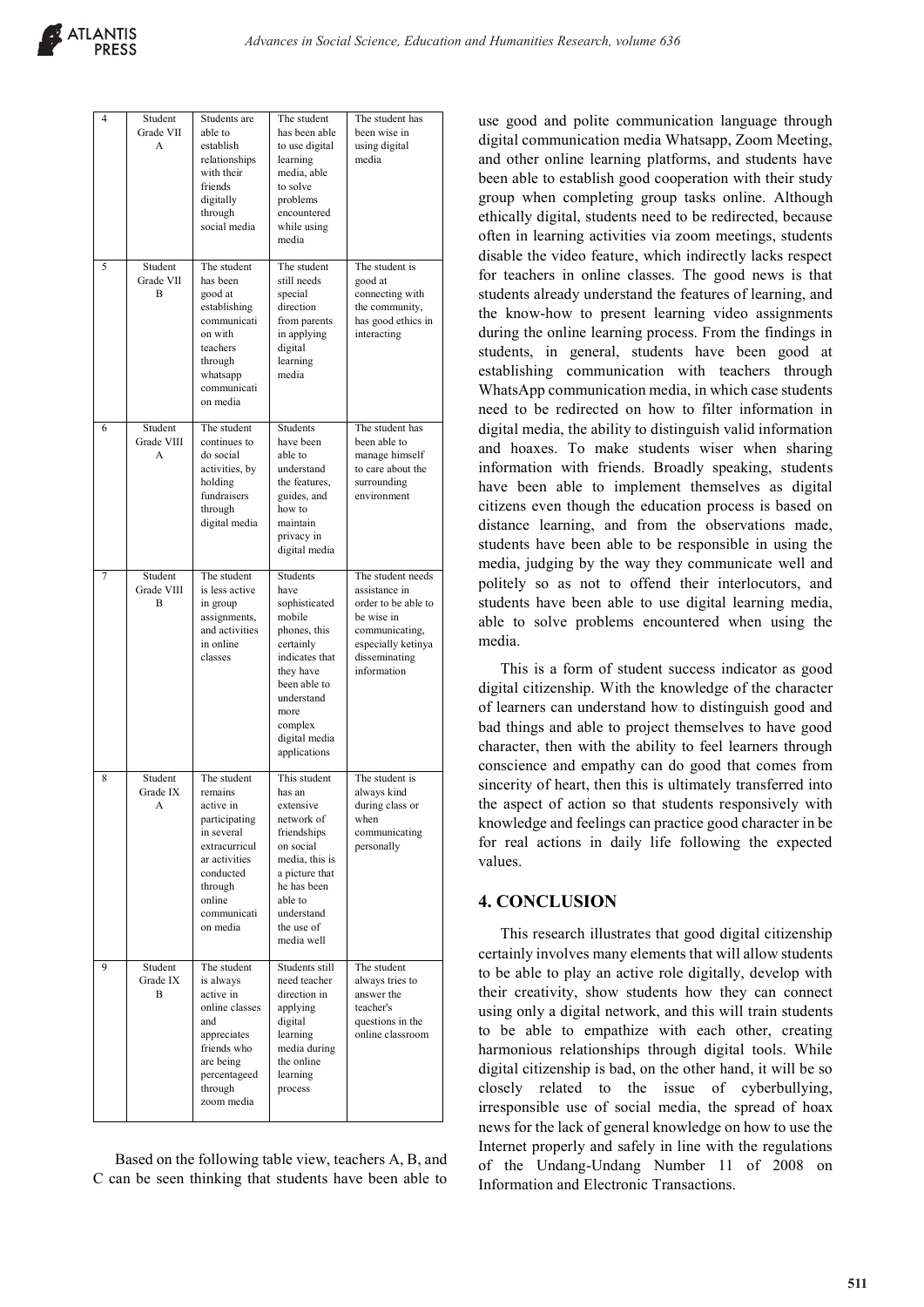| 4 | Student Grade VII A | Students are able to establish relationships with their friends digitally through social media | The student has been able to use digital learning media, able to solve problems encountered while using media | The student has been wise in using digital media |
|---|---|---|---|---|
| 5 | Student Grade VII B | The student has been good at establishing communication with teachers through whatsapp communication media | The student still needs special direction from parents in applying digital learning media | The student is good at connecting with the community, has good ethics in interacting |
| 6 | Student Grade VIII A | The student continues to do social activities, by holding fundraisers through digital media | Students have been able to understand the features, guides, and how to maintain privacy in digital media | The student has been able to manage himself to care about the surrounding environment |
| 7 | Student Grade VIII B | The student is less active in group assignments, and activities in online classes | Students have sophisticated mobile phones, this certainly indicates that they have been able to understand more complex digital media applications | The student needs assistance in order to be able to be wise in communicating, especially ketinya disseminating information |
| 8 | Student Grade IX A | The student remains active in participating in several extracurricular activities conducted through online communication media | This student has an extensive network of friendships on social media, this is a picture that he has been able to understand the use of media well | The student is always kind during class or when communicating personally |
| 9 | Student Grade IX B | The student is always active in online classes and appreciates friends who are being percentageed through zoom media | Students still need teacher direction in applying digital learning media during the online learning process | The student always tries to answer the teacher's questions in the online classroom |

Based on the following table view, teachers A, B, and C can be seen thinking that students have been able to use good and polite communication language through digital communication media Whatsapp, Zoom Meeting, and other online learning platforms, and students have been able to establish good cooperation with their study group when completing group tasks online. Although ethically digital, students need to be redirected, because often in learning activities via zoom meetings, students disable the video feature, which indirectly lacks respect for teachers in online classes. The good news is that students already understand the features of learning, and the know-how to present learning video assignments during the online learning process. From the findings in students, in general, students have been good at establishing communication with teachers through WhatsApp communication media, in which case students need to be redirected on how to filter information in digital media, the ability to distinguish valid information and hoaxes. To make students wiser when sharing information with friends. Broadly speaking, students have been able to implement themselves as digital citizens even though the education process is based on distance learning, and from the observations made, students have been able to be responsible in using the media, judging by the way they communicate well and politely so as not to offend their interlocutors, and students have been able to use digital learning media, able to solve problems encountered when using the media.

This is a form of student success indicator as good digital citizenship. With the knowledge of the character of learners can understand how to distinguish good and bad things and able to project themselves to have good character, then with the ability to feel learners through conscience and empathy can do good that comes from sincerity of heart, then this is ultimately transferred into the aspect of action so that students responsively with knowledge and feelings can practice good character in be for real actions in daily life following the expected values.

## 4. CONCLUSION

This research illustrates that good digital citizenship certainly involves many elements that will allow students to be able to play an active role digitally, develop with their creativity, show students how they can connect using only a digital network, and this will train students to be able to empathize with each other, creating harmonious relationships through digital tools. While digital citizenship is bad, on the other hand, it will be so closely related to the issue of cyberbullying, irresponsible use of social media, the spread of hoax news for the lack of general knowledge on how to use the Internet properly and safely in line with the regulations of the Undang-Undang Number 11 of 2008 on Information and Electronic Transactions.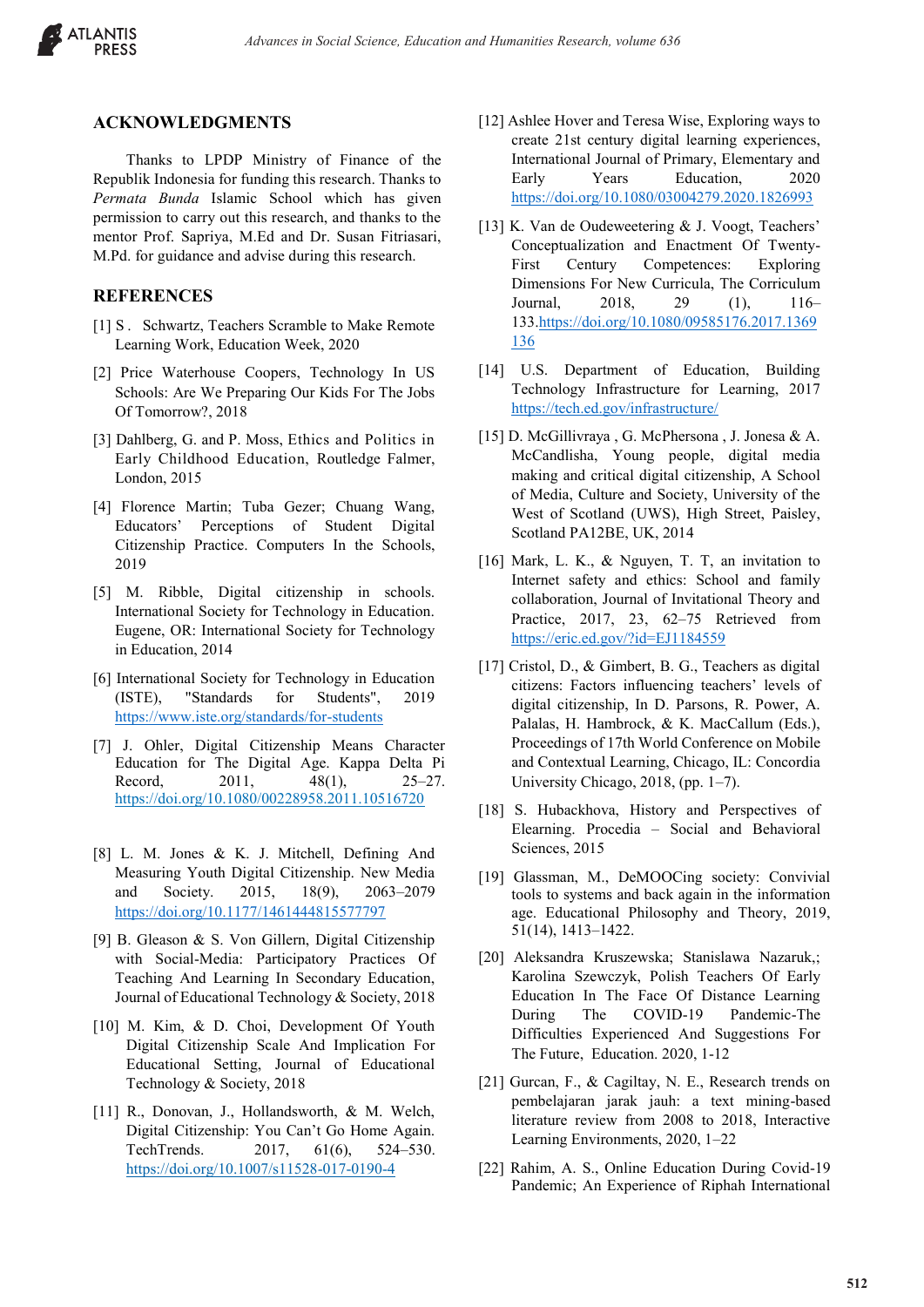## ACKNOWLEDGMENTS

Thanks to LPDP Ministry of Finance of the Republik Indonesia for funding this research. Thanks to *Permata Bunda* Islamic School which has given permission to carry out this research, and thanks to the mentor Prof. Sapriya, M.Ed and Dr. Susan Fitriasari, M.Pd. for guidance and advise during this research.

## REFERENCES

[1] S . Schwartz, Teachers Scramble to Make Remote Learning Work, Education Week, 2020

[2] Price Waterhouse Coopers, Technology In US Schools: Are We Preparing Our Kids For The Jobs Of Tomorrow?, 2018

[3] Dahlberg, G. and P. Moss, Ethics and Politics in Early Childhood Education, Routledge Falmer, London, 2015

[4] Florence Martin; Tuba Gezer; Chuang Wang, Educators' Perceptions of Student Digital Citizenship Practice. Computers In the Schools, 2019

[5] M. Ribble, Digital citizenship in schools. International Society for Technology in Education. Eugene, OR: International Society for Technology in Education, 2014

[6] International Society for Technology in Education (ISTE), "Standards for Students", 2019 https://www.iste.org/standards/for-students

[7] J. Ohler, Digital Citizenship Means Character Education for The Digital Age. Kappa Delta Pi Record, 2011, 48(1), 25–27. https://doi.org/10.1080/00228958.2011.10516720

[8] L. M. Jones & K. J. Mitchell, Defining And Measuring Youth Digital Citizenship. New Media and Society. 2015, 18(9), 2063–2079 https://doi.org/10.1177/1461444815577797

[9] B. Gleason & S. Von Gillern, Digital Citizenship with Social-Media: Participatory Practices Of Teaching And Learning In Secondary Education, Journal of Educational Technology & Society, 2018

[10] M. Kim, & D. Choi, Development Of Youth Digital Citizenship Scale And Implication For Educational Setting, Journal of Educational Technology & Society, 2018

[11] R., Donovan, J., Hollandsworth, & M. Welch, Digital Citizenship: You Can't Go Home Again. TechTrends. 2017, 61(6), 524–530. https://doi.org/10.1007/s11528-017-0190-4

[12] Ashlee Hover and Teresa Wise, Exploring ways to create 21st century digital learning experiences, International Journal of Primary, Elementary and Early Years Education, 2020 https://doi.org/10.1080/03004279.2020.1826993

[13] K. Van de Oudeweetering & J. Voogt, Teachers' Conceptualization and Enactment Of Twenty-First Century Competences: Exploring Dimensions For New Curricula, The Corriculum Journal, 2018, 29 (1), 116–133.https://doi.org/10.1080/09585176.2017.1369136

[14] U.S. Department of Education, Building Technology Infrastructure for Learning, 2017 https://tech.ed.gov/infrastructure/

[15] D. McGillivraya , G. McPhersona , J. Jonesa & A. McCandlisha, Young people, digital media making and critical digital citizenship, A School of Media, Culture and Society, University of the West of Scotland (UWS), High Street, Paisley, Scotland PA12BE, UK, 2014

[16] Mark, L. K., & Nguyen, T. T, an invitation to Internet safety and ethics: School and family collaboration, Journal of Invitational Theory and Practice, 2017, 23, 62–75 Retrieved from https://eric.ed.gov/?id=EJ1184559

[17] Cristol, D., & Gimbert, B. G., Teachers as digital citizens: Factors influencing teachers' levels of digital citizenship, In D. Parsons, R. Power, A. Palalas, H. Hambrock, & K. MacCallum (Eds.), Proceedings of 17th World Conference on Mobile and Contextual Learning, Chicago, IL: Concordia University Chicago, 2018, (pp. 1–7).

[18] S. Hubackhova, History and Perspectives of Elearning. Procedia – Social and Behavioral Sciences, 2015

[19] Glassman, M., DeMOOCing society: Convivial tools to systems and back again in the information age. Educational Philosophy and Theory, 2019, 51(14), 1413–1422.

[20] Aleksandra Kruszewska; Stanislawa Nazaruk,; Karolina Szewczyk, Polish Teachers Of Early Education In The Face Of Distance Learning During The COVID-19 Pandemic-The Difficulties Experienced And Suggestions For The Future, Education. 2020, 1-12

[21] Gurcan, F., & Cagiltay, N. E., Research trends on pembelajaran jarak jauh: a text mining-based literature review from 2008 to 2018, Interactive Learning Environments, 2020, 1–22

[22] Rahim, A. S., Online Education During Covid-19 Pandemic; An Experience of Riphah International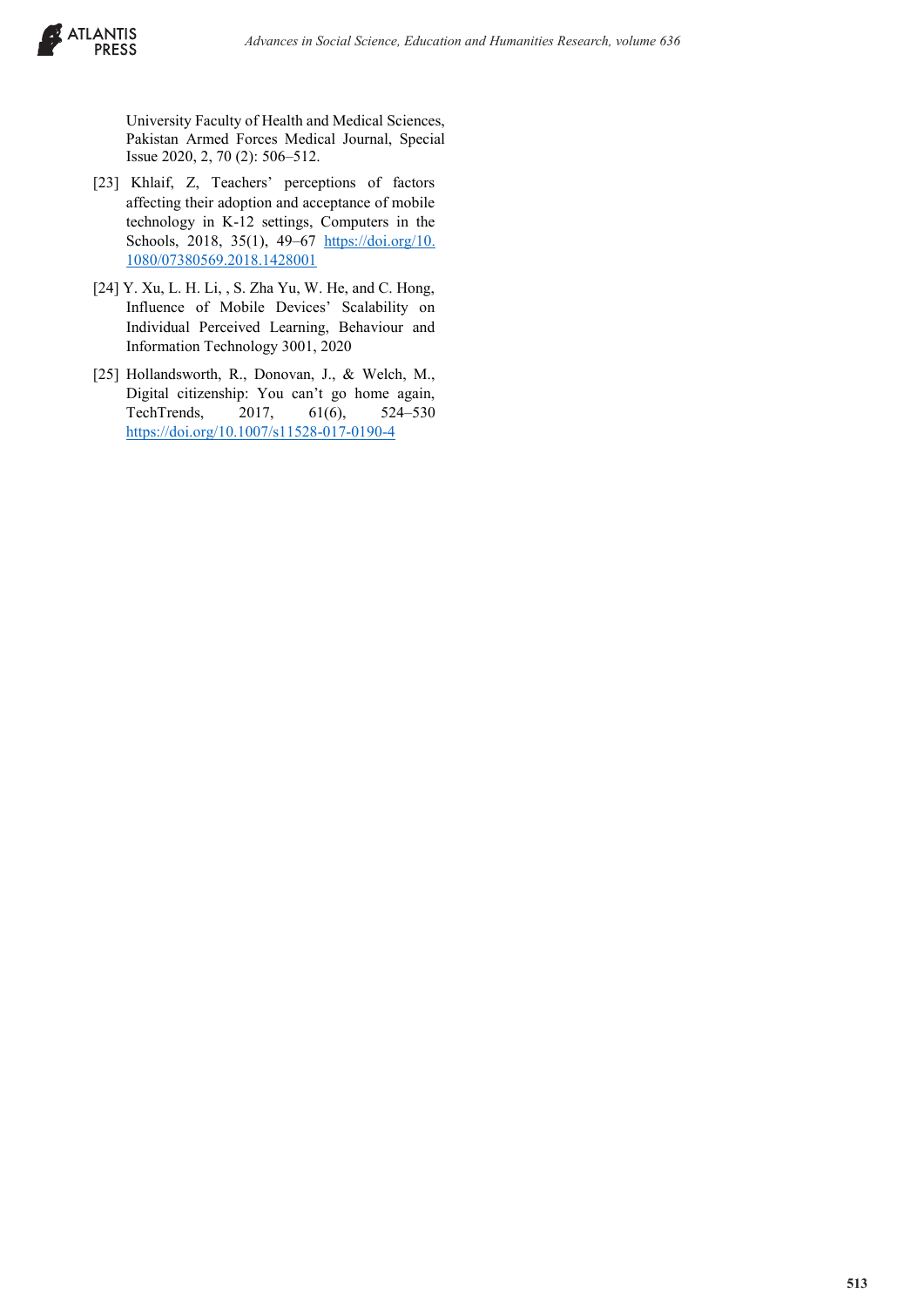University Faculty of Health and Medical Sciences, Pakistan Armed Forces Medical Journal, Special Issue 2020, 2, 70 (2): 506–512.

[23] Khlaif, Z, Teachers' perceptions of factors affecting their adoption and acceptance of mobile technology in K-12 settings, Computers in the Schools, 2018, 35(1), 49–67 https://doi.org/10.1080/07380569.2018.1428001

[24] Y. Xu, L. H. Li, , S. Zha Yu, W. He, and C. Hong, Influence of Mobile Devices' Scalability on Individual Perceived Learning, Behaviour and Information Technology 3001, 2020

[25] Hollandsworth, R., Donovan, J., & Welch, M., Digital citizenship: You can't go home again, TechTrends, 2017, 61(6), 524–530 https://doi.org/10.1007/s11528-017-0190-4